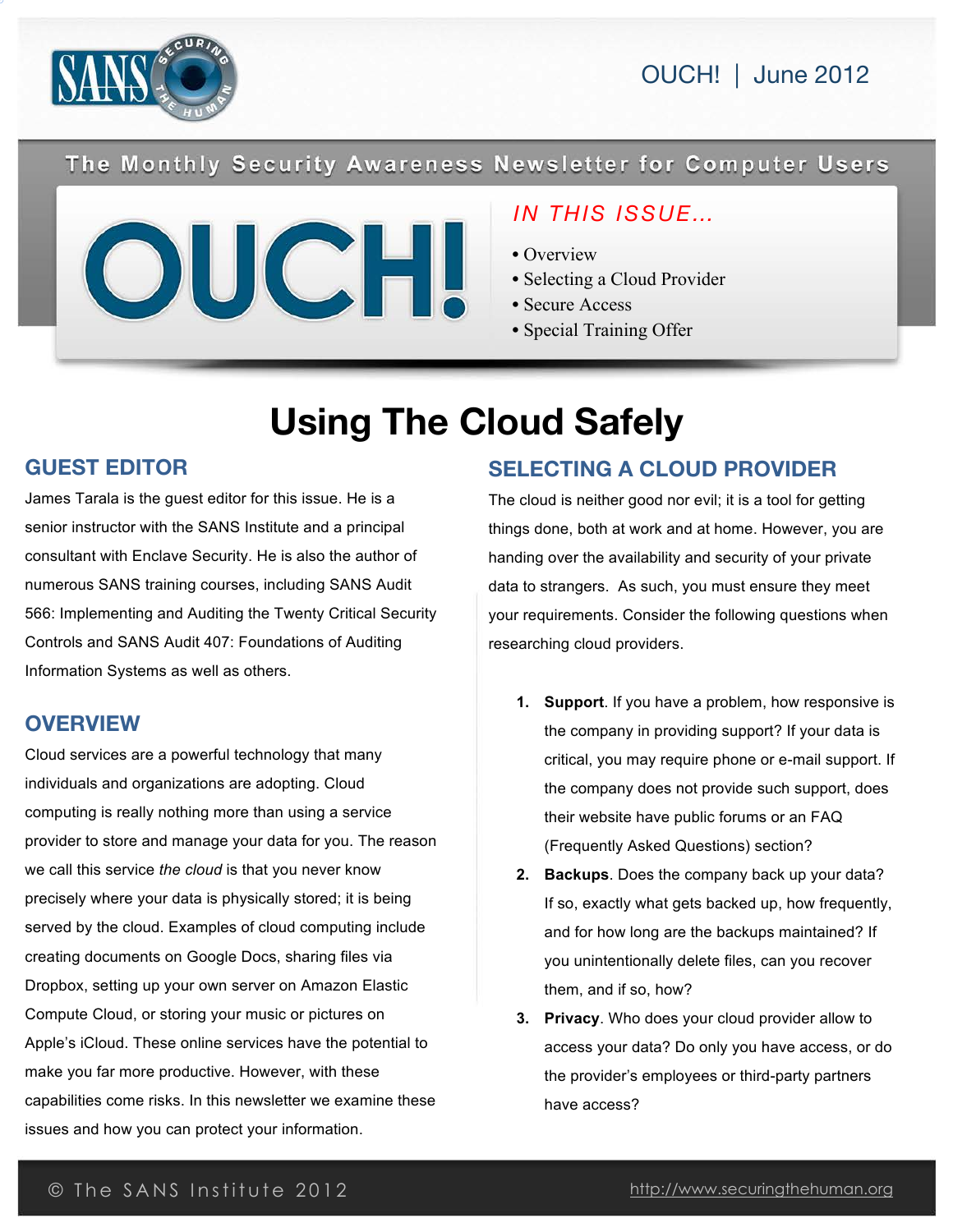OUCH! | June 2012

The Monthly Security Awareness Newsletter for Computer Users

# OUCH!

*IN THIS ISSUE…*

- Overview
- Selecting a Cloud Provider
- Secure Access
- Special Training Offer

# Using The Cloud Safely

## GUEST EDITOR

James Tarala is the guest editor for this issue. He is a senior instructor with the SANS Institute and a principal consultant with Enclave Security. He is also the author of numerous SANS training courses, including SANS Audit 566: Implementing and Auditing the Twenty Critical Security Controls and SANS Audit 407: Foundations of Auditing Information Systems as well as others.

## OVERVIEW

Cloud services are a powerful technology that many individuals and organizations are adopting. Cloud computing is really nothing more than using a service provider to store and manage your data for you. The reason we call this service *the cloud* is that you never know precisely where your data is physically stored; it is being served by the cloud. Examples of cloud computing include creating documents on Google Docs, sharing files via Dropbox, setting up your own server on Amazon Elastic Compute Cloud, or storing your music or pictures on Apple's iCloud. These online services have the potential to make you far more productive. However, with these capabilities come risks. In this newsletter we examine these issues and how you can protect your information.

## SELECTING A CLOUD PROVIDER

The cloud is neither good nor evil; it is a tool for getting things done, both at work and at home. However, you are handing over the availability and security of your private data to strangers. As such, you must ensure they meet your requirements. Consider the following questions when researching cloud providers.

1. **Support**. If you have a problem, how responsive is the company in providing support? If your data is critical, you may require phone or e-mail support. If the company does not provide such support, does their website have public forums or an FAQ (Frequently Asked Questions) section?
2. **Backups**. Does the company back up your data? If so, exactly what gets backed up, how frequently, and for how long are the backups maintained? If you unintentionally delete files, can you recover them, and if so, how?
3. **Privacy**. Who does your cloud provider allow to access your data? Do only you have access, or do the provider's employees or third-party partners have access?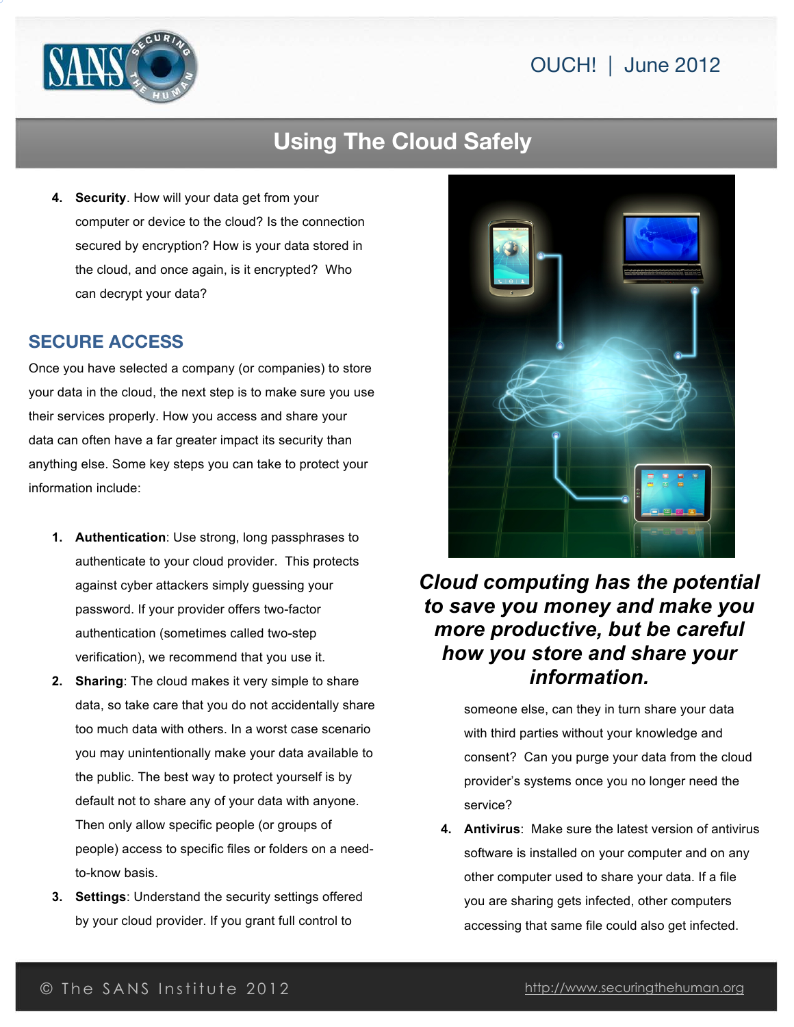# Using The Cloud Safely

4. **Security**. How will your data get from your computer or device to the cloud? Is the connection secured by encryption? How is your data stored in the cloud, and once again, is it encrypted? Who can decrypt your data?

## SECURE ACCESS

Once you have selected a company (or companies) to store your data in the cloud, the next step is to make sure you use their services properly. How you access and share your data can often have a far greater impact its security than anything else. Some key steps you can take to protect your information include:

1. **Authentication**: Use strong, long passphrases to authenticate to your cloud provider. This protects against cyber attackers simply guessing your password. If your provider offers two-factor authentication (sometimes called two-step verification), we recommend that you use it.
2. **Sharing**: The cloud makes it very simple to share data, so take care that you do not accidentally share too much data with others. In a worst case scenario you may unintentionally make your data available to the public. The best way to protect yourself is by default not to share any of your data with anyone. Then only allow specific people (or groups of people) access to specific files or folders on a need-to-know basis.
3. **Settings**: Understand the security settings offered by your cloud provider. If you grant full control to someone else, can they in turn share your data with third parties without your knowledge and consent? Can you purge your data from the cloud provider's systems once you no longer need the service?
4. **Antivirus**: Make sure the latest version of antivirus software is installed on your computer and on any other computer used to share your data. If a file you are sharing gets infected, other computers accessing that same file could also get infected.

***Cloud computing has the potential to save you money and make you more productive, but be careful how you store and share your information.***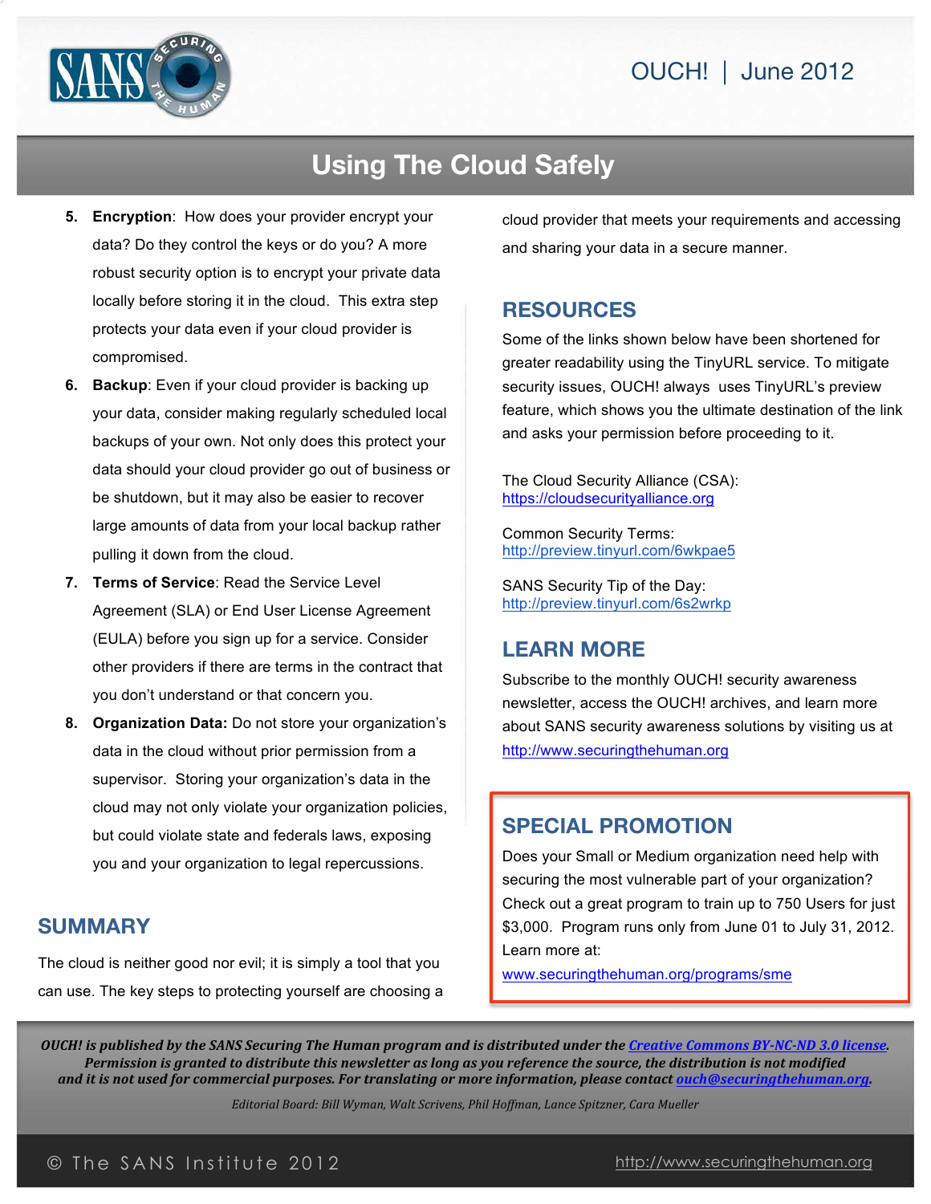5. **Encryption**: How does your provider encrypt your data? Do they control the keys or do you? A more robust security option is to encrypt your private data locally before storing it in the cloud. This extra step protects your data even if your cloud provider is compromised.
6. **Backup**: Even if your cloud provider is backing up your data, consider making regularly scheduled local backups of your own. Not only does this protect your data should your cloud provider go out of business or be shutdown, but it may also be easier to recover large amounts of data from your local backup rather pulling it down from the cloud.
7. **Terms of Service**: Read the Service Level Agreement (SLA) or End User License Agreement (EULA) before you sign up for a service. Consider other providers if there are terms in the contract that you don't understand or that concern you.
8. **Organization Data:** Do not store your organization's data in the cloud without prior permission from a supervisor. Storing your organization's data in the cloud may not only violate your organization policies, but could violate state and federals laws, exposing you and your organization to legal repercussions.

## SUMMARY

The cloud is neither good nor evil; it is simply a tool that you can use. The key steps to protecting yourself are choosing a cloud provider that meets your requirements and accessing and sharing your data in a secure manner.

## RESOURCES

Some of the links shown below have been shortened for greater readability using the TinyURL service. To mitigate security issues, OUCH! always uses TinyURL's preview feature, which shows you the ultimate destination of the link and asks your permission before proceeding to it.

The Cloud Security Alliance (CSA):
https://cloudsecurityalliance.org

Common Security Terms:
http://preview.tinyurl.com/6wkpae5

SANS Security Tip of the Day:
http://preview.tinyurl.com/6s2wrkp

## LEARN MORE

Subscribe to the monthly OUCH! security awareness newsletter, access the OUCH! archives, and learn more about SANS security awareness solutions by visiting us at http://www.securingthehuman.org

## SPECIAL PROMOTION

Does your Small or Medium organization need help with securing the most vulnerable part of your organization? Check out a great program to train up to 750 Users for just $3,000. Program runs only from June 01 to July 31, 2012. Learn more at:
www.securingthehuman.org/programs/sme

***OUCH! is published by the SANS Securing The Human program and is distributed under the Creative Commons BY-NC-ND 3.0 license. Permission is granted to distribute this newsletter as long as you reference the source, the distribution is not modified and it is not used for commercial purposes. For translating or more information, please contact ouch@securingthehuman.org.***

*Editorial Board: Bill Wyman, Walt Scrivens, Phil Hoffman, Lance Spitzner, Cara Mueller*